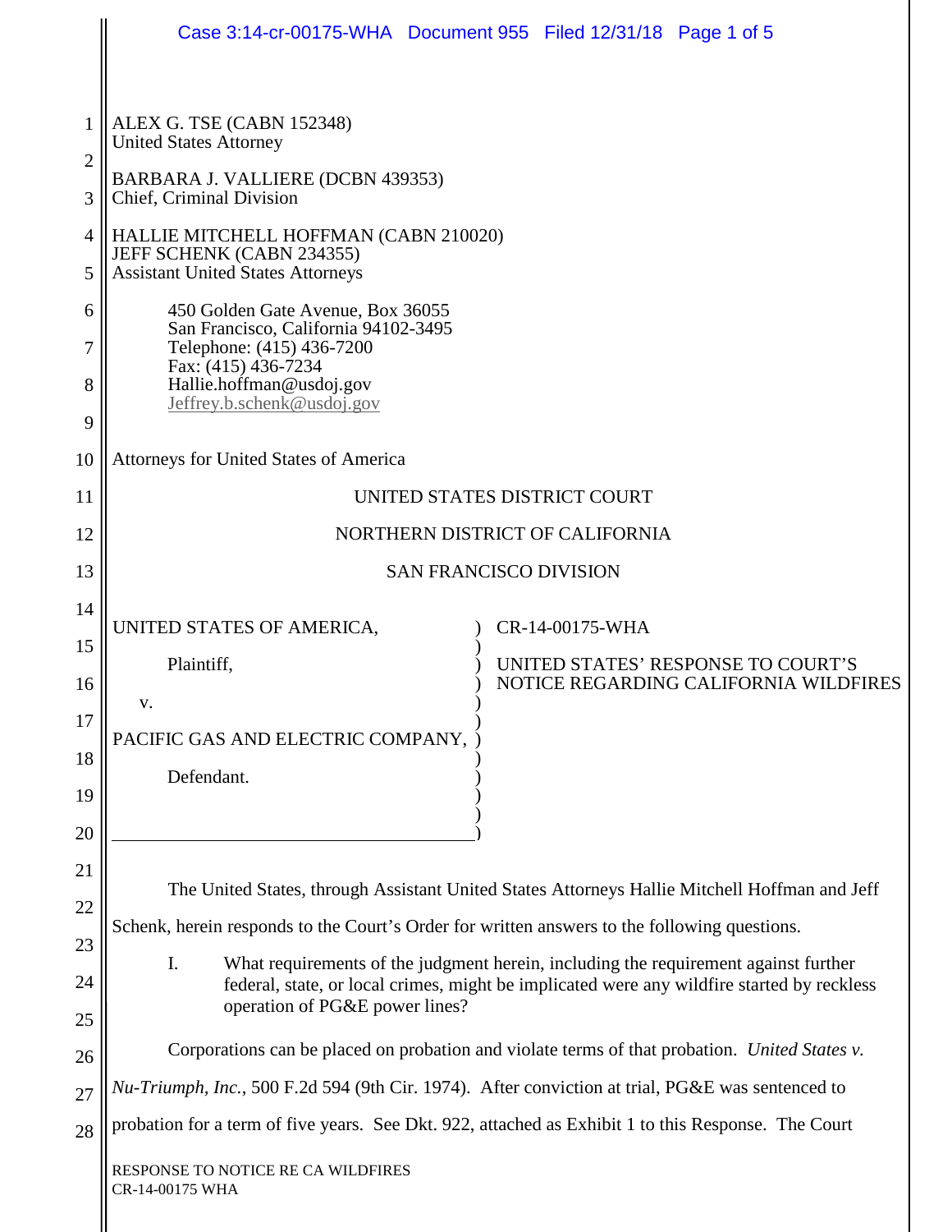ALEX G. TSE (CABN 152348)
United States Attorney

BARBARA J. VALLIERE (DCBN 439353)
Chief, Criminal Division

HALLIE MITCHELL HOFFMAN (CABN 210020)
JEFF SCHENK (CABN 234355)
Assistant United States Attorneys

450 Golden Gate Avenue, Box 36055
San Francisco, California 94102-3495
Telephone: (415) 436-7200
Fax: (415) 436-7234
Hallie.hoffman@usdoj.gov
Jeffrey.b.schenk@usdoj.gov

Attorneys for United States of America

UNITED STATES DISTRICT COURT

NORTHERN DISTRICT OF CALIFORNIA

SAN FRANCISCO DIVISION

| | |
|---|---|
| UNITED STATES OF AMERICA,<br><br>Plaintiff,<br><br>v.<br><br>PACIFIC GAS AND ELECTRIC COMPANY,<br><br>Defendant. | CR-14-00175-WHA<br><br>UNITED STATES' RESPONSE TO COURT'S NOTICE REGARDING CALIFORNIA WILDFIRES |

The United States, through Assistant United States Attorneys Hallie Mitchell Hoffman and Jeff Schenk, herein responds to the Court's Order for written answers to the following questions.

I. What requirements of the judgment herein, including the requirement against further federal, state, or local crimes, might be implicated were any wildfire started by reckless operation of PG&E power lines?

Corporations can be placed on probation and violate terms of that probation. *United States v. Nu-Triumph, Inc.*, 500 F.2d 594 (9th Cir. 1974). After conviction at trial, PG&E was sentenced to probation for a term of five years. See Dkt. 922, attached as Exhibit 1 to this Response. The Court

RESPONSE TO NOTICE RE CA WILDFIRES
CR-14-00175 WHA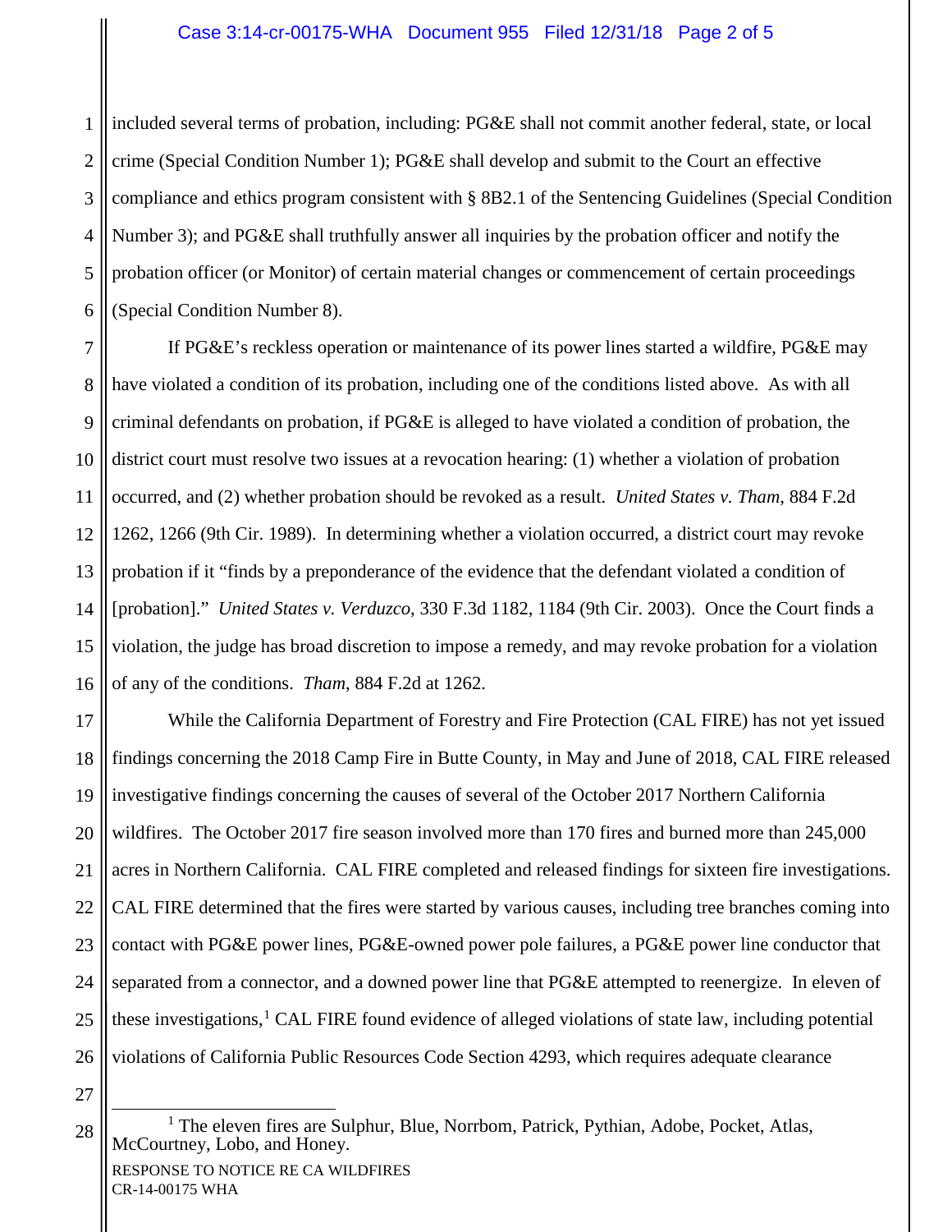included several terms of probation, including: PG&E shall not commit another federal, state, or local crime (Special Condition Number 1); PG&E shall develop and submit to the Court an effective compliance and ethics program consistent with § 8B2.1 of the Sentencing Guidelines (Special Condition Number 3); and PG&E shall truthfully answer all inquiries by the probation officer and notify the probation officer (or Monitor) of certain material changes or commencement of certain proceedings (Special Condition Number 8).

If PG&E's reckless operation or maintenance of its power lines started a wildfire, PG&E may have violated a condition of its probation, including one of the conditions listed above. As with all criminal defendants on probation, if PG&E is alleged to have violated a condition of probation, the district court must resolve two issues at a revocation hearing: (1) whether a violation of probation occurred, and (2) whether probation should be revoked as a result. *United States v. Tham*, 884 F.2d 1262, 1266 (9th Cir. 1989). In determining whether a violation occurred, a district court may revoke probation if it "finds by a preponderance of the evidence that the defendant violated a condition of [probation]." *United States v. Verduzco*, 330 F.3d 1182, 1184 (9th Cir. 2003). Once the Court finds a violation, the judge has broad discretion to impose a remedy, and may revoke probation for a violation of any of the conditions. *Tham*, 884 F.2d at 1262.

While the California Department of Forestry and Fire Protection (CAL FIRE) has not yet issued findings concerning the 2018 Camp Fire in Butte County, in May and June of 2018, CAL FIRE released investigative findings concerning the causes of several of the October 2017 Northern California wildfires. The October 2017 fire season involved more than 170 fires and burned more than 245,000 acres in Northern California. CAL FIRE completed and released findings for sixteen fire investigations. CAL FIRE determined that the fires were started by various causes, including tree branches coming into contact with PG&E power lines, PG&E-owned power pole failures, a PG&E power line conductor that separated from a connector, and a downed power line that PG&E attempted to reenergize. In eleven of these investigations,[1] CAL FIRE found evidence of alleged violations of state law, including potential violations of California Public Resources Code Section 4293, which requires adequate clearance

[1] The eleven fires are Sulphur, Blue, Norrbom, Patrick, Pythian, Adobe, Pocket, Atlas, McCourtney, Lobo, and Honey.

RESPONSE TO NOTICE RE CA WILDFIRES
CR-14-00175 WHA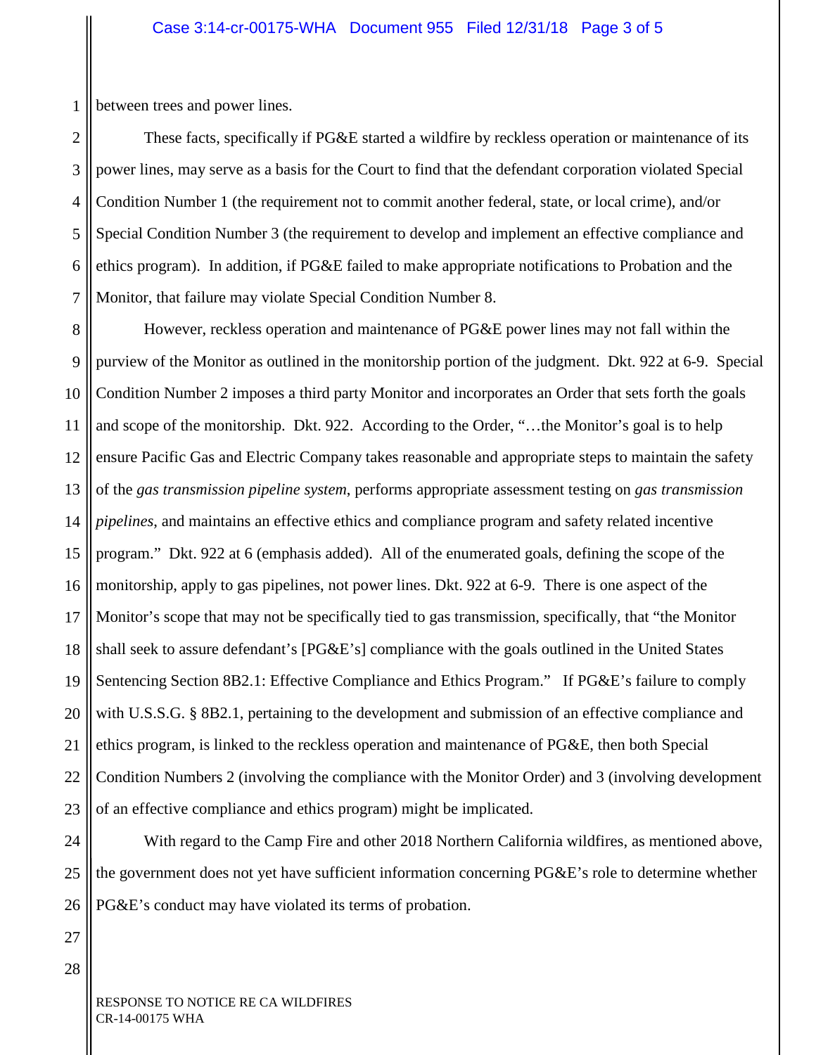between trees and power lines.

These facts, specifically if PG&E started a wildfire by reckless operation or maintenance of its power lines, may serve as a basis for the Court to find that the defendant corporation violated Special Condition Number 1 (the requirement not to commit another federal, state, or local crime), and/or Special Condition Number 3 (the requirement to develop and implement an effective compliance and ethics program). In addition, if PG&E failed to make appropriate notifications to Probation and the Monitor, that failure may violate Special Condition Number 8.

However, reckless operation and maintenance of PG&E power lines may not fall within the purview of the Monitor as outlined in the monitorship portion of the judgment. Dkt. 922 at 6-9. Special Condition Number 2 imposes a third party Monitor and incorporates an Order that sets forth the goals and scope of the monitorship. Dkt. 922. According to the Order, "…the Monitor's goal is to help ensure Pacific Gas and Electric Company takes reasonable and appropriate steps to maintain the safety of the *gas transmission pipeline system*, performs appropriate assessment testing on *gas transmission pipelines*, and maintains an effective ethics and compliance program and safety related incentive program." Dkt. 922 at 6 (emphasis added). All of the enumerated goals, defining the scope of the monitorship, apply to gas pipelines, not power lines. Dkt. 922 at 6-9. There is one aspect of the Monitor's scope that may not be specifically tied to gas transmission, specifically, that "the Monitor shall seek to assure defendant's [PG&E's] compliance with the goals outlined in the United States Sentencing Section 8B2.1: Effective Compliance and Ethics Program." If PG&E's failure to comply with U.S.S.G. § 8B2.1, pertaining to the development and submission of an effective compliance and ethics program, is linked to the reckless operation and maintenance of PG&E, then both Special Condition Numbers 2 (involving the compliance with the Monitor Order) and 3 (involving development of an effective compliance and ethics program) might be implicated.

With regard to the Camp Fire and other 2018 Northern California wildfires, as mentioned above, the government does not yet have sufficient information concerning PG&E's role to determine whether PG&E's conduct may have violated its terms of probation.

RESPONSE TO NOTICE RE CA WILDFIRES
CR-14-00175 WHA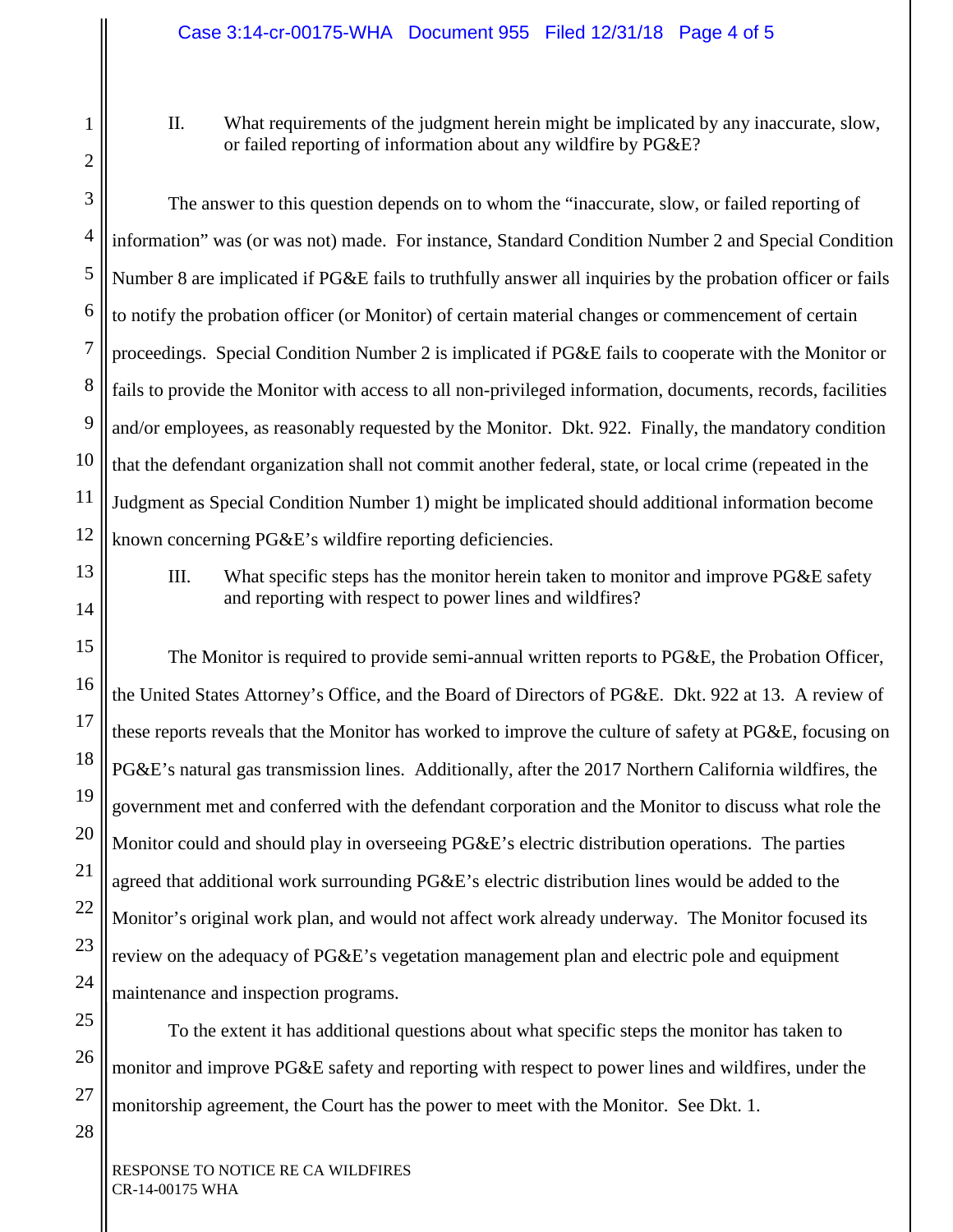## II. What requirements of the judgment herein might be implicated by any inaccurate, slow, or failed reporting of information about any wildfire by PG&E?

The answer to this question depends on to whom the "inaccurate, slow, or failed reporting of information" was (or was not) made. For instance, Standard Condition Number 2 and Special Condition Number 8 are implicated if PG&E fails to truthfully answer all inquiries by the probation officer or fails to notify the probation officer (or Monitor) of certain material changes or commencement of certain proceedings. Special Condition Number 2 is implicated if PG&E fails to cooperate with the Monitor or fails to provide the Monitor with access to all non-privileged information, documents, records, facilities and/or employees, as reasonably requested by the Monitor. Dkt. 922. Finally, the mandatory condition that the defendant organization shall not commit another federal, state, or local crime (repeated in the Judgment as Special Condition Number 1) might be implicated should additional information become known concerning PG&E's wildfire reporting deficiencies.

## III. What specific steps has the monitor herein taken to monitor and improve PG&E safety and reporting with respect to power lines and wildfires?

The Monitor is required to provide semi-annual written reports to PG&E, the Probation Officer, the United States Attorney's Office, and the Board of Directors of PG&E. Dkt. 922 at 13. A review of these reports reveals that the Monitor has worked to improve the culture of safety at PG&E, focusing on PG&E's natural gas transmission lines. Additionally, after the 2017 Northern California wildfires, the government met and conferred with the defendant corporation and the Monitor to discuss what role the Monitor could and should play in overseeing PG&E's electric distribution operations. The parties agreed that additional work surrounding PG&E's electric distribution lines would be added to the Monitor's original work plan, and would not affect work already underway. The Monitor focused its review on the adequacy of PG&E's vegetation management plan and electric pole and equipment maintenance and inspection programs.

To the extent it has additional questions about what specific steps the monitor has taken to monitor and improve PG&E safety and reporting with respect to power lines and wildfires, under the monitorship agreement, the Court has the power to meet with the Monitor. See Dkt. 1.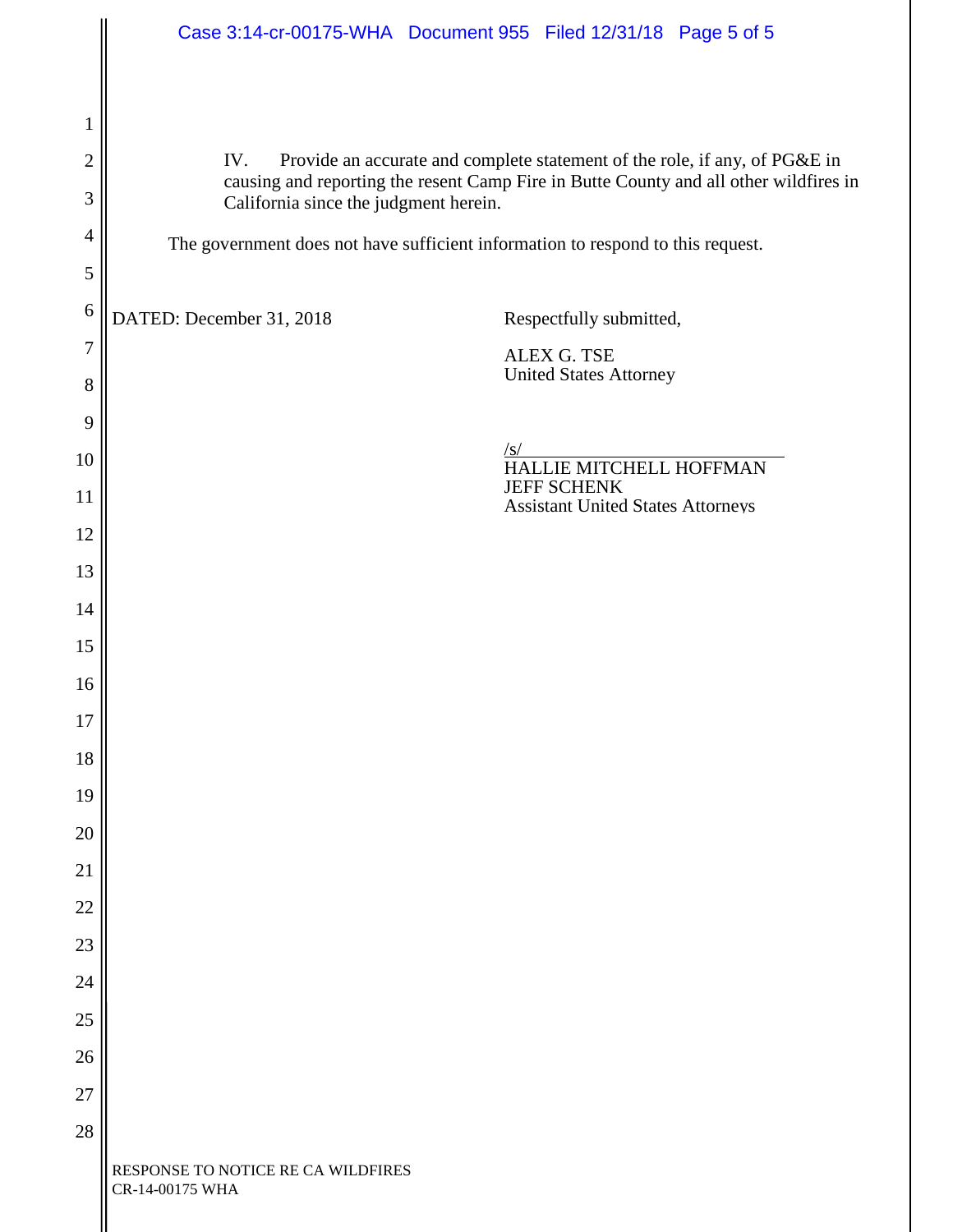IV. Provide an accurate and complete statement of the role, if any, of PG&E in causing and reporting the resent Camp Fire in Butte County and all other wildfires in California since the judgment herein.

The government does not have sufficient information to respond to this request.

DATED: December 31, 2018

Respectfully submitted,

ALEX G. TSE
United States Attorney

/s/
HALLIE MITCHELL HOFFMAN
JEFF SCHENK
Assistant United States Attorneys

RESPONSE TO NOTICE RE CA WILDFIRES
CR-14-00175 WHA